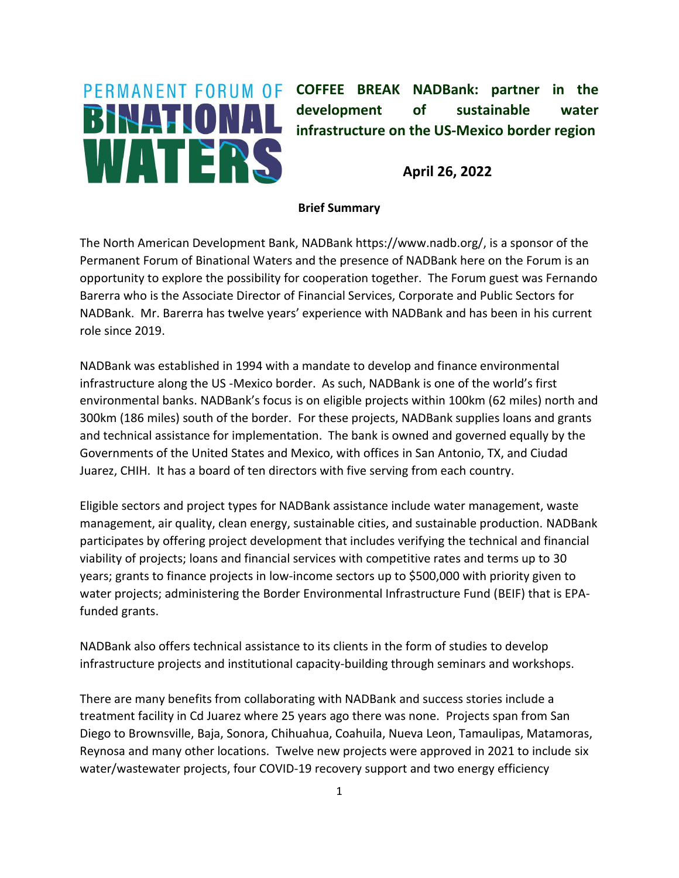PERMANENT FORUM OF BINATIONAL WATERS

# COFFEE BREAK NADBank: partner in the development of sustainable water infrastructure on the US-Mexico border region

**April 26, 2022**

**Brief Summary**

The North American Development Bank, NADBank https://www.nadb.org/, is a sponsor of the Permanent Forum of Binational Waters and the presence of NADBank here on the Forum is an opportunity to explore the possibility for cooperation together. The Forum guest was Fernando Barerra who is the Associate Director of Financial Services, Corporate and Public Sectors for NADBank. Mr. Barerra has twelve years' experience with NADBank and has been in his current role since 2019.

NADBank was established in 1994 with a mandate to develop and finance environmental infrastructure along the US -Mexico border. As such, NADBank is one of the world's first environmental banks. NADBank's focus is on eligible projects within 100km (62 miles) north and 300km (186 miles) south of the border. For these projects, NADBank supplies loans and grants and technical assistance for implementation. The bank is owned and governed equally by the Governments of the United States and Mexico, with offices in San Antonio, TX, and Ciudad Juarez, CHIH. It has a board of ten directors with five serving from each country.

Eligible sectors and project types for NADBank assistance include water management, waste management, air quality, clean energy, sustainable cities, and sustainable production. NADBank participates by offering project development that includes verifying the technical and financial viability of projects; loans and financial services with competitive rates and terms up to 30 years; grants to finance projects in low-income sectors up to $500,000 with priority given to water projects; administering the Border Environmental Infrastructure Fund (BEIF) that is EPA-funded grants.

NADBank also offers technical assistance to its clients in the form of studies to develop infrastructure projects and institutional capacity-building through seminars and workshops.

There are many benefits from collaborating with NADBank and success stories include a treatment facility in Cd Juarez where 25 years ago there was none. Projects span from San Diego to Brownsville, Baja, Sonora, Chihuahua, Coahuila, Nueva Leon, Tamaulipas, Matamoras, Reynosa and many other locations. Twelve new projects were approved in 2021 to include six water/wastewater projects, four COVID-19 recovery support and two energy efficiency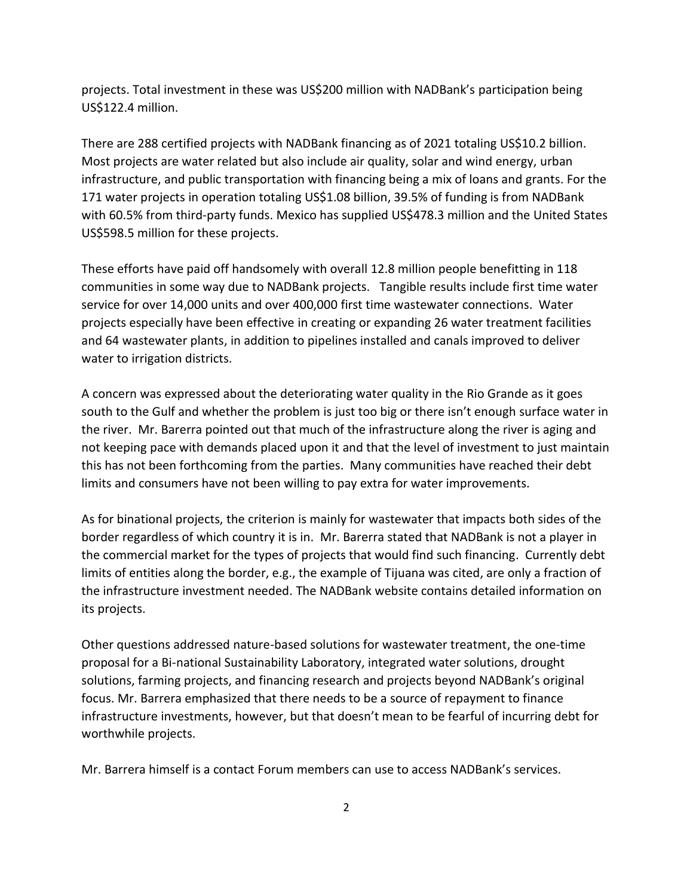projects. Total investment in these was US$200 million with NADBank's participation being US$122.4 million.

There are 288 certified projects with NADBank financing as of 2021 totaling US$10.2 billion. Most projects are water related but also include air quality, solar and wind energy, urban infrastructure, and public transportation with financing being a mix of loans and grants. For the 171 water projects in operation totaling US$1.08 billion, 39.5% of funding is from NADBank with 60.5% from third-party funds. Mexico has supplied US$478.3 million and the United States US$598.5 million for these projects.

These efforts have paid off handsomely with overall 12.8 million people benefitting in 118 communities in some way due to NADBank projects. Tangible results include first time water service for over 14,000 units and over 400,000 first time wastewater connections. Water projects especially have been effective in creating or expanding 26 water treatment facilities and 64 wastewater plants, in addition to pipelines installed and canals improved to deliver water to irrigation districts.

A concern was expressed about the deteriorating water quality in the Rio Grande as it goes south to the Gulf and whether the problem is just too big or there isn't enough surface water in the river. Mr. Barerra pointed out that much of the infrastructure along the river is aging and not keeping pace with demands placed upon it and that the level of investment to just maintain this has not been forthcoming from the parties. Many communities have reached their debt limits and consumers have not been willing to pay extra for water improvements.

As for binational projects, the criterion is mainly for wastewater that impacts both sides of the border regardless of which country it is in. Mr. Barerra stated that NADBank is not a player in the commercial market for the types of projects that would find such financing. Currently debt limits of entities along the border, e.g., the example of Tijuana was cited, are only a fraction of the infrastructure investment needed. The NADBank website contains detailed information on its projects.

Other questions addressed nature-based solutions for wastewater treatment, the one-time proposal for a Bi-national Sustainability Laboratory, integrated water solutions, drought solutions, farming projects, and financing research and projects beyond NADBank's original focus. Mr. Barrera emphasized that there needs to be a source of repayment to finance infrastructure investments, however, but that doesn't mean to be fearful of incurring debt for worthwhile projects.

Mr. Barrera himself is a contact Forum members can use to access NADBank's services.